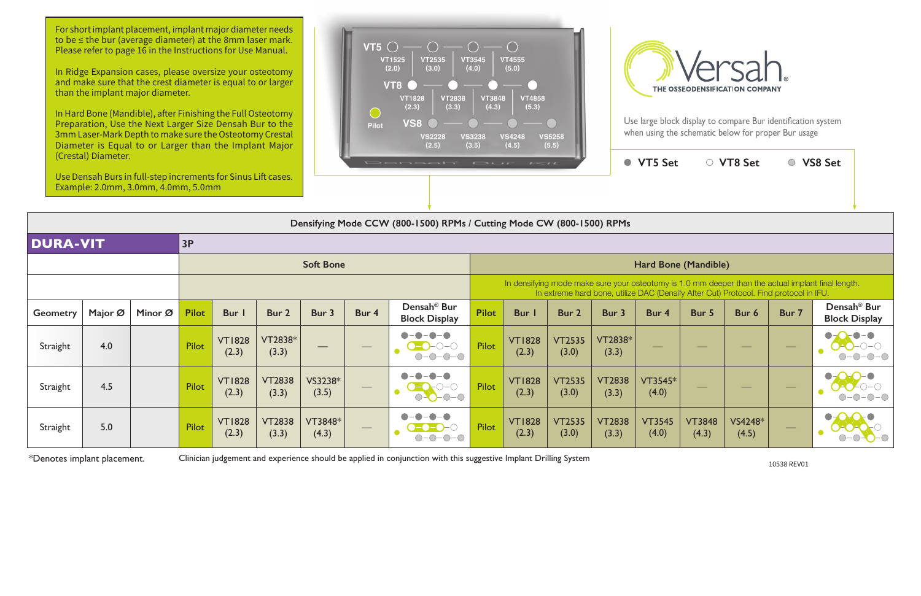For short implant placement, implant major diameter needs to be ≤ the bur (average diameter) at the 8mm laser mark. Please refer to page 16 in the Instructions for Use Manual.

In Ridge Expansion cases, please oversize your osteotomy and make sure that the crest diameter is equal to or larger than the implant major diameter.

In Hard Bone (Mandible), after Finishing the Full Osteotomy Preparation, Use the Next Larger Size Densah Bur to the 3mm Laser-Mark Depth to make sure the Osteotomy Crestal Diameter is Equal to or Larger than the Implant Major (Crestal) Diameter.

Use Densah Burs in full-step increments for Sinus Lift cases. Example: 2.0mm, 3.0mm, 4.0mm, 5.0mm

VT5: VT1525 (2.0) — VT2535 (3.0) — VT3545 (4.0) — VT4555 (5.0)

VT8: VT1828 (2.3) — VT2838 (3.3) — VT3848 (4.3) — VT4858 (5.3)

Pilot

VS8: VS2228 (2.5) — VS3238 (3.5) — VS4248 (4.5) — VS5258 (5.5)

Densah Bur Kit

Versah® THE OSSEODENSIFICATION COMPANY

Use large block display to compare Bur identification system when using the schematic below for proper Bur usage

● VT5 Set ○ VT8 Set ◎ VS8 Set

| Densifying Mode CCW (800-1500) RPMs / Cutting Mode CW (800-1500) RPMs | | | | | | | | | | | | | | | | | | |
|---|---|---|---|---|---|---|---|---|---|---|---|---|---|---|---|---|---|---|
| **DURA-VIT** | | | 3P | | | | | | | | | | | | | | | |
| | | | Soft Bone | | | | | | Hard Bone (Mandible) | | | | | | | | | |
| | | | | | | | | | In densifying mode make sure your osteotomy is 1.0 mm deeper than the actual implant final length. In extreme hard bone, utilize DAC (Densify After Cut) Protocol. Find protocol in IFU. | | | | | | | | | |
| Geometry | Major Ø | Minor Ø | Pilot | Bur 1 | Bur 2 | Bur 3 | Bur 4 | Densah® Bur Block Display | Pilot | Bur 1 | Bur 2 | Bur 3 | Bur 4 | Bur 5 | Bur 6 | Bur 7 | Densah® Bur Block Display |
| Straight | 4.0 | | Pilot | VT1828 (2.3) | VT2838* (3.3) | — | — | | Pilot | VT1828 (2.3) | VT2535 (3.0) | VT2838* (3.3) | — | — | — | — | |
| Straight | 4.5 | | Pilot | VT1828 (2.3) | VT2838 (3.3) | VS3238* (3.5) | — | | Pilot | VT1828 (2.3) | VT2535 (3.0) | VT2838 (3.3) | VT3545* (4.0) | — | — | — | |
| Straight | 5.0 | | Pilot | VT1828 (2.3) | VT2838 (3.3) | VT3848* (4.3) | — | | Pilot | VT1828 (2.3) | VT2535 (3.0) | VT2838 (3.3) | VT3545 (4.0) | VT3848 (4.3) | VS4248* (4.5) | — | |

*Denotes implant placement.

Clinician judgement and experience should be applied in conjunction with this suggestive Implant Drilling System

10538 REV01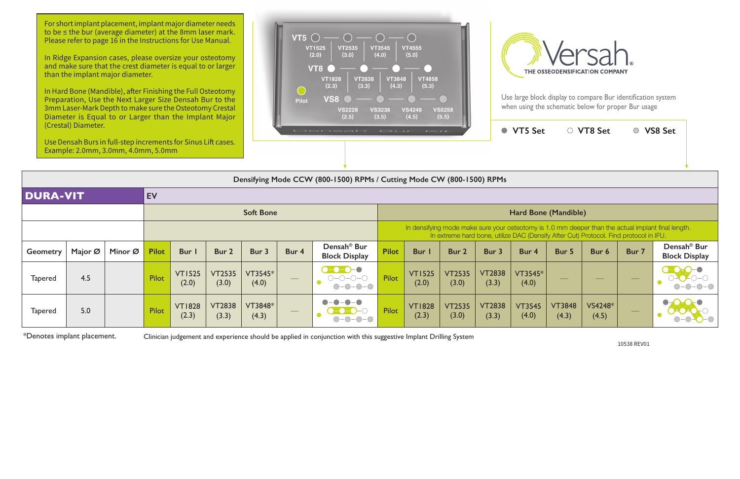For short implant placement, implant major diameter needs to be ≤ the bur (average diameter) at the 8mm laser mark. Please refer to page 16 in the Instructions for Use Manual.

In Ridge Expansion cases, please oversize your osteotomy and make sure that the crest diameter is equal to or larger than the implant major diameter.

In Hard Bone (Mandible), after Finishing the Full Osteotomy Preparation, Use the Next Larger Size Densah Bur to the 3mm Laser-Mark Depth to make sure the Osteotomy Crestal Diameter is Equal to or Larger than the Implant Major (Crestal) Diameter.

Use Densah Burs in full-step increments for Sinus Lift cases. Example: 2.0mm, 3.0mm, 4.0mm, 5.0mm

**VT5**: VT1525 (2.0) — VT2535 (3.0) — VT3545 (4.0) — VT4555 (5.0)

**VT8**: VT1828 (2.3) — VT2838 (3.3) — VT3848 (4.3) — VT4858 (5.3)

Pilot

**VS8**: VS2228 (2.5) — VS3238 (3.5) — VS4248 (4.5) — VS5258 (5.5)

Densah Bur Kit

# Versah®

THE OSSEODENSIFICATION COMPANY

Use large block display to compare Bur identification system when using the schematic below for proper Bur usage

● VT5 Set ○ VT8 Set ○ VS8 Set

**Densifying Mode CCW (800-1500) RPMs / Cutting Mode CW (800-1500) RPMs**

| DURA-VIT | | | EV | | | | | | Soft Bone | | | | | | | | | Hard Bone (Mandible) |
|---|---|---|---|---|---|---|---|---|---|---|---|---|---|---|---|---|---|---|
| | | | | | | | | | In densifying mode make sure your osteotomy is 1.0 mm deeper than the actual implant final length. In extreme hard bone, utilize DAC (Densify After Cut) Protocol. Find protocol in IFU. | | | | | | | | | |
| Geometry | Major Ø | Minor Ø | Pilot | Bur 1 | Bur 2 | Bur 3 | Bur 4 | Densah® Bur Block Display | Pilot | Bur 1 | Bur 2 | Bur 3 | Bur 4 | Bur 5 | Bur 6 | Bur 7 | Densah® Bur Block Display | |
| Tapered | 4.5 | | Pilot | VT1525 (2.0) | VT2535 (3.0) | VT3545* (4.0) | — | | Pilot | VT1525 (2.0) | VT2535 (3.0) | VT2838 (3.3) | VT3545* (4.0) | — | — | — | | |
| Tapered | 5.0 | | Pilot | VT1828 (2.3) | VT2838 (3.3) | VT3848* (4.3) | — | | Pilot | VT1828 (2.3) | VT2535 (3.0) | VT2838 (3.3) | VT3545 (4.0) | VT3848 (4.3) | VS4248* (4.5) | — | | |

*Denotes implant placement.

Clinician judgement and experience should be applied in conjunction with this suggestive Implant Drilling System

10538 REV01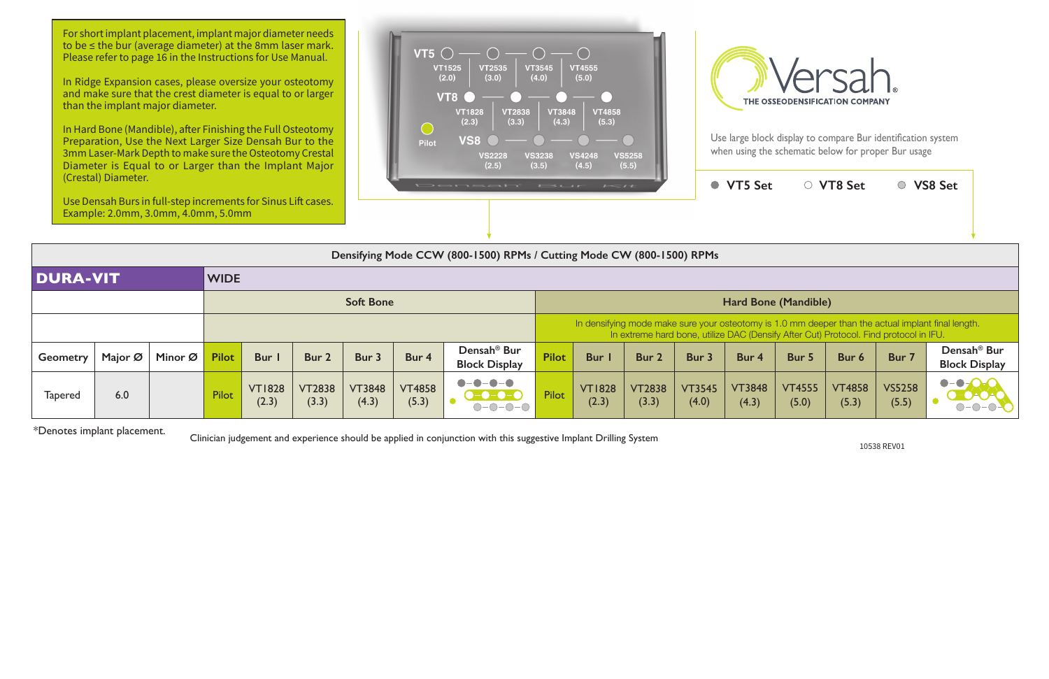For short implant placement, implant major diameter needs to be ≤ the bur (average diameter) at the 8mm laser mark. Please refer to page 16 in the Instructions for Use Manual.

In Ridge Expansion cases, please oversize your osteotomy and make sure that the crest diameter is equal to or larger than the implant major diameter.

In Hard Bone (Mandible), after Finishing the Full Osteotomy Preparation, Use the Next Larger Size Densah Bur to the 3mm Laser-Mark Depth to make sure the Osteotomy Crestal Diameter is Equal to or Larger than the Implant Major (Crestal) Diameter.

Use Densah Burs in full-step increments for Sinus Lift cases. Example: 2.0mm, 3.0mm, 4.0mm, 5.0mm

| Set | Bur 1 | Bur 2 | Bur 3 | Bur 4 |
|---|---|---|---|---|
| VT5 | VT1525 (2.0) | VT2535 (3.0) | VT3545 (4.0) | VT4555 (5.0) |
| VT8 | VT1828 (2.3) | VT2838 (3.3) | VT3848 (4.3) | VT4858 (5.3) |
| VS8 | VS2228 (2.5) | VS3238 (3.5) | VS4248 (4.5) | VS5258 (5.5) |

Pilot

Densah Bur Kit

**Versah®**
THE OSSEODENSIFICATION COMPANY

Use large block display to compare Bur identification system when using the schematic below for proper Bur usage

● VT5 Set ○ VT8 Set ● VS8 Set

| Densifying Mode CCW (800-1500) RPMs / Cutting Mode CW (800-1500) RPMs | | | | | | | | | | | | | | | | | |
|---|---|---|---|---|---|---|---|---|---|---|---|---|---|---|---|---|---|
| **DURA-VIT** | | | WIDE | | | | | | | | | | | | | | |
| | | | Soft Bone | | | | | | Hard Bone (Mandible) | | | | | | | | |
| | | | | | | | | | In densifying mode make sure your osteotomy is 1.0 mm deeper than the actual implant final length. In extreme hard bone, utilize DAC (Densify After Cut) Protocol. Find protocol in IFU. | | | | | | | | |
| Geometry | Major Ø | Minor Ø | Pilot | Bur 1 | Bur 2 | Bur 3 | Bur 4 | Densah® Bur Block Display | Pilot | Bur 1 | Bur 2 | Bur 3 | Bur 4 | Bur 5 | Bur 6 | Bur 7 | Densah® Bur Block Display |
| Tapered | 6.0 | | Pilot | VT1828 (2.3) | VT2838 (3.3) | VT3848 (4.3) | VT4858 (5.3) | | Pilot | VT1828 (2.3) | VT2838 (3.3) | VT3545 (4.0) | VT3848 (4.3) | VT4555 (5.0) | VT4858 (5.3) | VS5258 (5.5) | |

*Denotes implant placement.

Clinician judgement and experience should be applied in conjunction with this suggestive Implant Drilling System

10538 REV01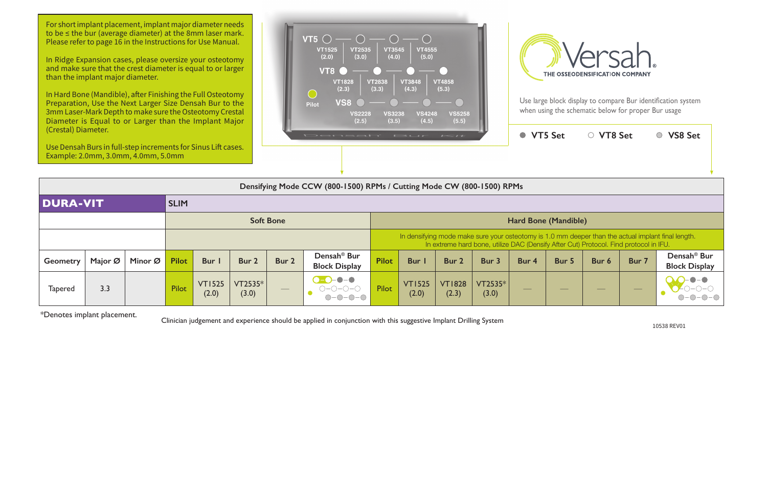For short implant placement, implant major diameter needs to be ≤ the bur (average diameter) at the 8mm laser mark. Please refer to page 16 in the Instructions for Use Manual.

In Ridge Expansion cases, please oversize your osteotomy and make sure that the crest diameter is equal to or larger than the implant major diameter.

In Hard Bone (Mandible), after Finishing the Full Osteotomy Preparation, Use the Next Larger Size Densah Bur to the 3mm Laser-Mark Depth to make sure the Osteotomy Crestal Diameter is Equal to or Larger than the Implant Major (Crestal) Diameter.

Use Densah Burs in full-step increments for Sinus Lift cases. Example: 2.0mm, 3.0mm, 4.0mm, 5.0mm

VT5: VT1525 (2.0), VT2535 (3.0), VT3545 (4.0), VT4555 (5.0)

VT8: VT1828 (2.3), VT2838 (3.3), VT3848 (4.3), VT4858 (5.3)

Pilot

VS8: VS2228 (2.5), VS3238 (3.5), VS4248 (4.5), VS5258 (5.5)

Densah Bur Kit

Versah® THE OSSEODENSIFICATION COMPANY

Use large block display to compare Bur identification system when using the schematic below for proper Bur usage

● VT5 Set ○ VT8 Set ● VS8 Set

| Densifying Mode CCW (800-1500) RPMs / Cutting Mode CW (800-1500) RPMs | | | | | | | | | | | | | | | | | |
|---|---|---|---|---|---|---|---|---|---|---|---|---|---|---|---|---|---|
| **DURA-VIT** | | | **SLIM** | | | | | | | | | | | | | | |
| | | | Soft Bone | | | | | Hard Bone (Mandible) | | | | | | | | | |
| | | | | | | | | In densifying mode make sure your osteotomy is 1.0 mm deeper than the actual implant final length. In extreme hard bone, utilize DAC (Densify After Cut) Protocol. Find protocol in IFU. | | | | | | | | | |
| Geometry | Major Ø | Minor Ø | Pilot | Bur 1 | Bur 2 | Bur 2 | Densah® Bur Block Display | Pilot | Bur 1 | Bur 2 | Bur 3 | Bur 4 | Bur 5 | Bur 6 | Bur 7 | Densah® Bur Block Display | |
| Tapered | 3.3 | | Pilot | VT1525 (2.0) | VT2535* (3.0) | — | | Pilot | VT1525 (2.0) | VT1828 (2.3) | VT2535* (3.0) | — | — | — | — | | |

*Denotes implant placement.

Clinician judgement and experience should be applied in conjunction with this suggestive Implant Drilling System

10538 REV01